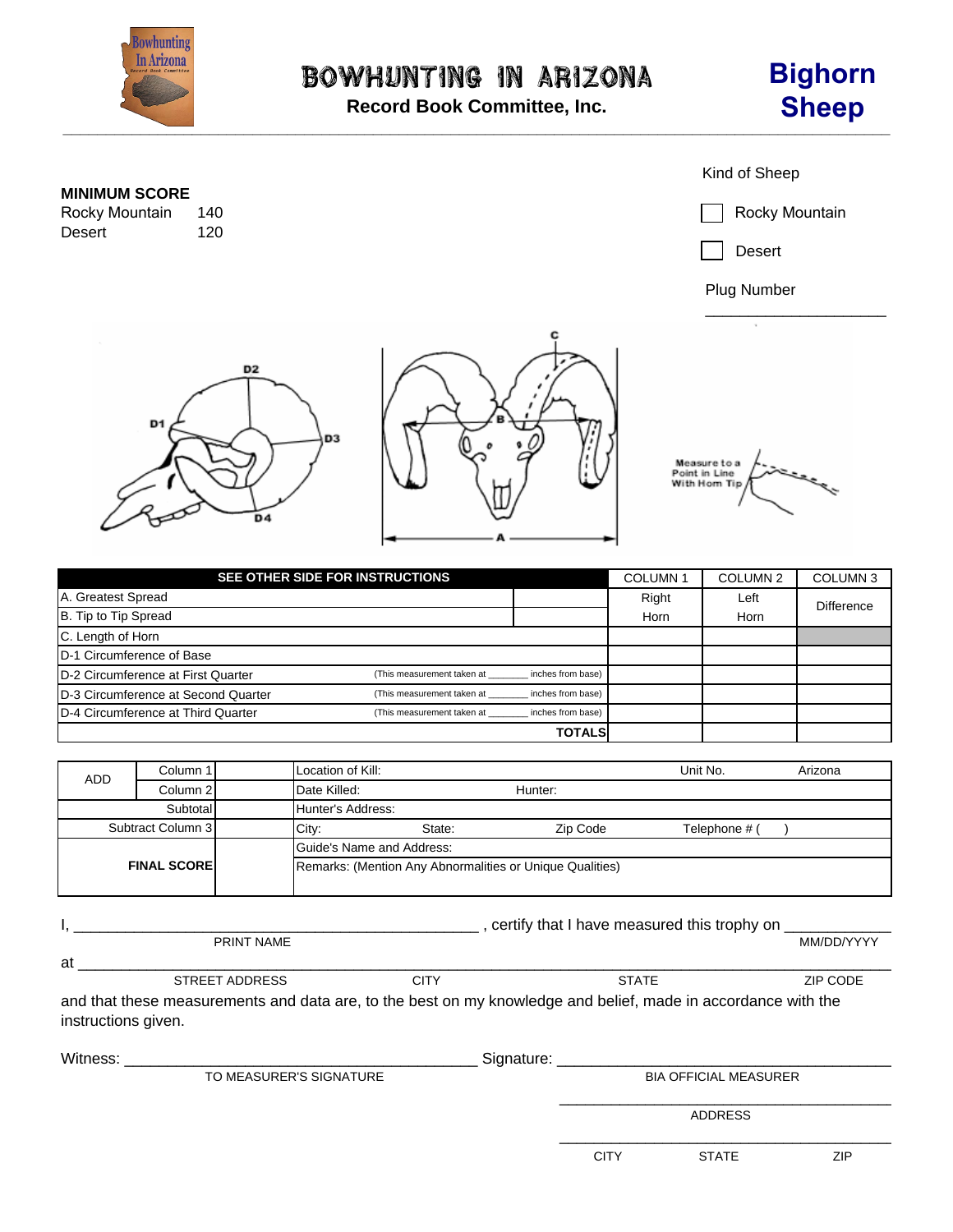# BOWHUNTING IN ARIZONA

**Record Book Committee, Inc.**

## Bighorn Sheep

**MINIMUM SCORE**

| | |
|---|---|
| Rocky Mountain | 140 |
| Desert | 120 |

Kind of Sheep

☐ Rocky Mountain

☐ Desert

Plug Number

____________________

Measure to a Point in Line With Horn Tip

| SEE OTHER SIDE FOR INSTRUCTIONS | | COLUMN 1 | COLUMN 2 | COLUMN 3 |
|---|---|---|---|---|
| A. Greatest Spread | | Right Horn | Left Horn | Difference |
| B. Tip to Tip Spread | | | | |
| C. Length of Horn | | | | |
| D-1 Circumference of Base | | | | |
| D-2 Circumference at First Quarter | (This measurement taken at _______ inches from base) | | | |
| D-3 Circumference at Second Quarter | (This measurement taken at _______ inches from base) | | | |
| D-4 Circumference at Third Quarter | (This measurement taken at _______ inches from base) | | | |
| | **TOTALS** | | | |

| | | | | | | | |
|---|---|---|---|---|---|---|---|
| ADD | Column 1 | | Location of Kill: | | | Unit No. | Arizona |
| | Column 2 | | Date Killed: | | Hunter: | | |
| Subtotal | | | Hunter's Address: | | | | |
| Subtract Column 3 | | | City: | State: | Zip Code | Telephone # (    ) | |
| **FINAL SCORE** | | | Guide's Name and Address: | | | | |
| | | | Remarks: (Mention Any Abnormalities or Unique Qualities) | | | | |

I, ________________________________________________ , certify that I have measured this trophy on ____________
PRINT NAME MM/DD/YYYY

at ______________________________________________________________________________________________
STREET ADDRESS CITY STATE ZIP CODE

and that these measurements and data are, to the best on my knowledge and belief, made in accordance with the instructions given.

Witness: ________________________________________ Signature: ________________________________________
TO MEASURER'S SIGNATURE BIA OFFICIAL MEASURER

________________________________________
ADDRESS

________________________________________
CITY STATE ZIP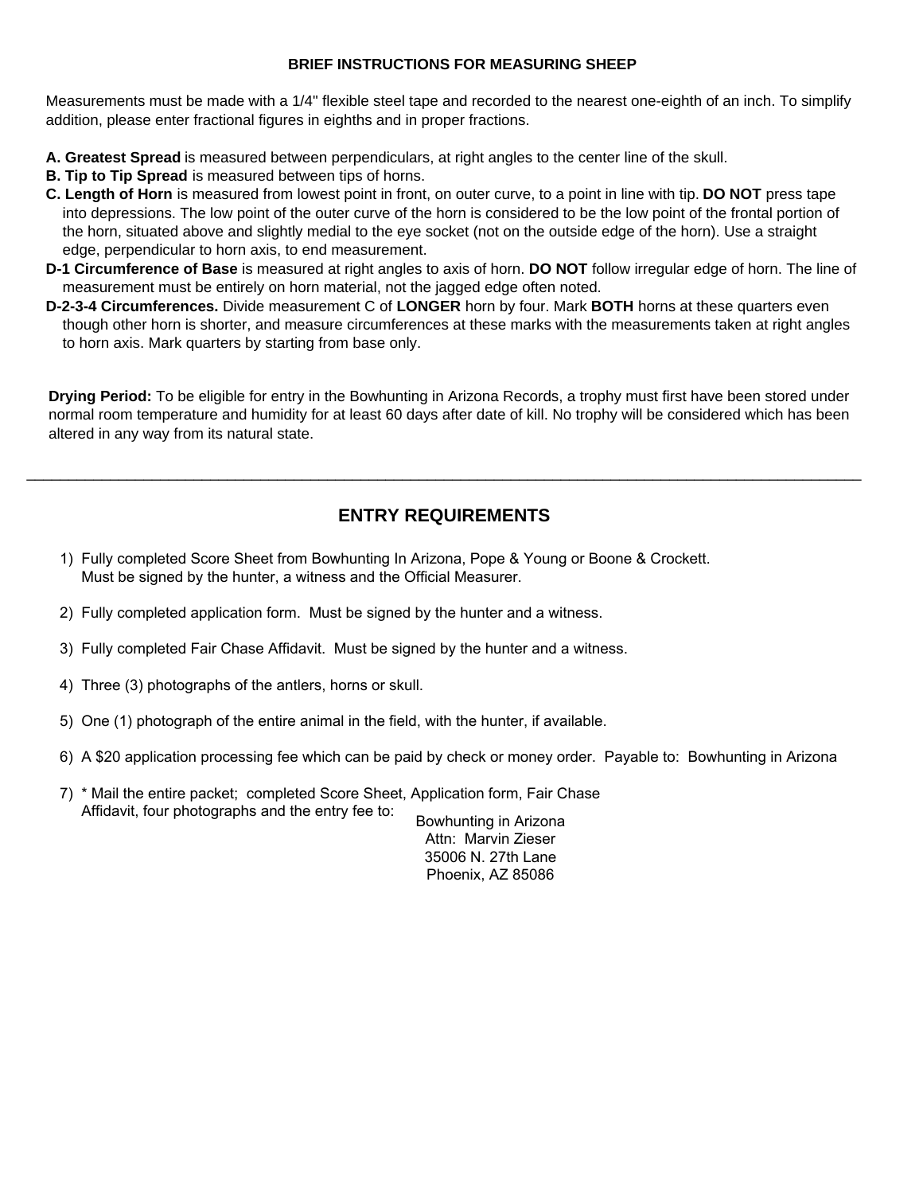## BRIEF INSTRUCTIONS FOR MEASURING SHEEP

Measurements must be made with a 1/4" flexible steel tape and recorded to the nearest one-eighth of an inch. To simplify addition, please enter fractional figures in eighths and in proper fractions.

**A. Greatest Spread** is measured between perpendiculars, at right angles to the center line of the skull.
**B. Tip to Tip Spread** is measured between tips of horns.
**C. Length of Horn** is measured from lowest point in front, on outer curve, to a point in line with tip. **DO NOT** press tape into depressions. The low point of the outer curve of the horn is considered to be the low point of the frontal portion of the horn, situated above and slightly medial to the eye socket (not on the outside edge of the horn). Use a straight edge, perpendicular to horn axis, to end measurement.
**D-1 Circumference of Base** is measured at right angles to axis of horn. **DO NOT** follow irregular edge of horn. The line of measurement must be entirely on horn material, not the jagged edge often noted.
**D-2-3-4 Circumferences.** Divide measurement C of **LONGER** horn by four. Mark **BOTH** horns at these quarters even though other horn is shorter, and measure circumferences at these marks with the measurements taken at right angles to horn axis. Mark quarters by starting from base only.

**Drying Period:** To be eligible for entry in the Bowhunting in Arizona Records, a trophy must first have been stored under normal room temperature and humidity for at least 60 days after date of kill. No trophy will be considered which has been altered in any way from its natural state.

---

## ENTRY REQUIREMENTS

1) Fully completed Score Sheet from Bowhunting In Arizona, Pope & Young or Boone & Crockett. Must be signed by the hunter, a witness and the Official Measurer.

2) Fully completed application form. Must be signed by the hunter and a witness.

3) Fully completed Fair Chase Affidavit. Must be signed by the hunter and a witness.

4) Three (3) photographs of the antlers, horns or skull.

5) One (1) photograph of the entire animal in the field, with the hunter, if available.

6) A $20 application processing fee which can be paid by check or money order. Payable to: Bowhunting in Arizona

7) * Mail the entire packet; completed Score Sheet, Application form, Fair Chase Affidavit, four photographs and the entry fee to:

Bowhunting in Arizona
Attn: Marvin Zieser
35006 N. 27th Lane
Phoenix, AZ 85086